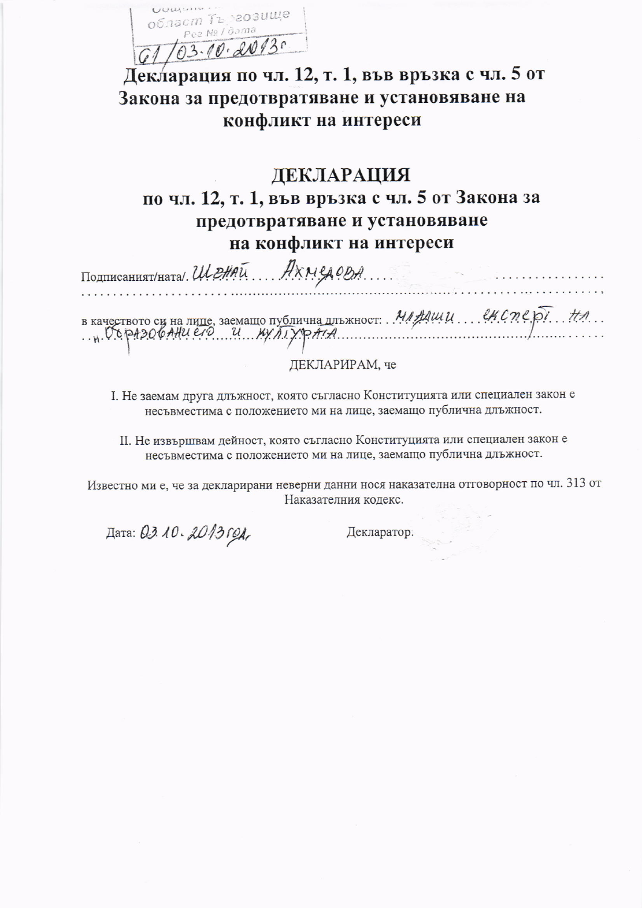Община ...
област Търговище
Рег № / дата
61/03.10.2013г.

# Декларация по чл. 12, т. 1, във връзка с чл. 5 от Закона за предотвратяване и установяване на конфликт на интереси

## ДЕКЛАРАЦИЯ
## по чл. 12, т. 1, във връзка с чл. 5 от Закона за предотвратяване и установяване на конфликт на интереси

Подписаният/ната/. Шенай Ахмедова ..............................................................................................,

в качеството си на лице, заемащо публична длъжност: Младши експерт на Образованието и културата ..............................................................................................

ДЕКЛАРИРАМ, че

I. Не заемам друга длъжност, която съгласно Конституцията или специален закон е несъвместима с положението ми на лице, заемащо публична длъжност.

II. Не извършвам дейност, която съгласно Конституцията или специален закон е несъвместима с положението ми на лице, заемащо публична длъжност.

Известно ми е, че за декларирани неверни данни нося наказателна отговорност по чл. 313 от Наказателния кодекс.

Дата: 03.10.2013год. Декларатор.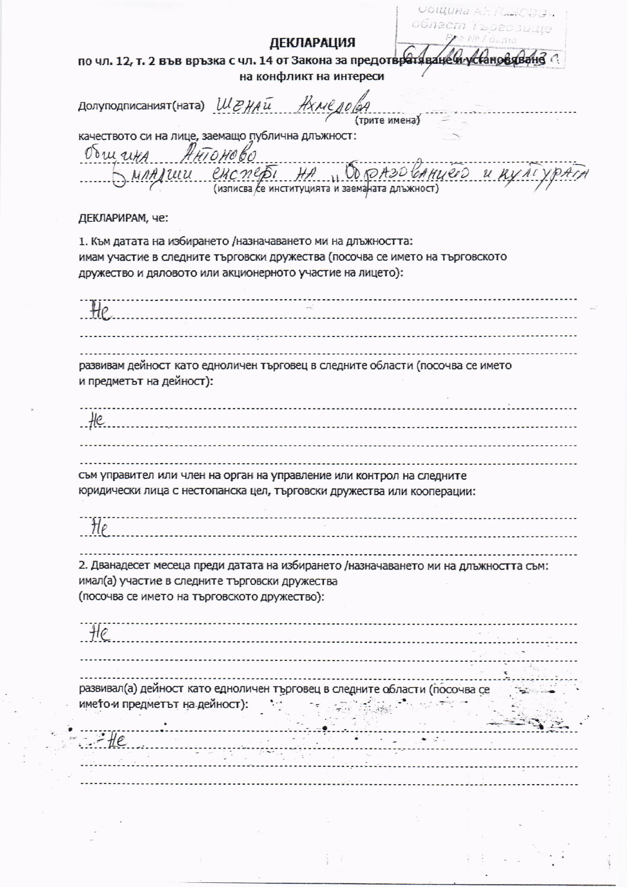Община Антоново
област Търговище
Рег. № / дата
61/10.10.2013 г.

# ДЕКЛАРАЦИЯ

**по чл. 12, т. 2 във връзка с чл. 14 от Закона за предотвратяване и установяване на конфликт на интереси**

Долуподписаният(ната) Шенай Ахмедова
(трите имена)

качеството си на лице, заемащо публична длъжност:
Община Антоново
Младши експерт на „Образованието и културата"
(изписва се институцията и заеманата длъжност)

ДЕКЛАРИРАМ, че:

1. Към датата на избирането /назначаването ми на длъжността:
имам участие в следните търговски дружества (посочва се името на търговското дружество и дяловото или акционерното участие на лицето):

Не

развивам дейност като едноличен търговец в следните области (посочва се името и предметът на дейност):

Не

съм управител или член на орган на управление или контрол на следните юридически лица с нестопанска цел, търговски дружества или кооперации:

Не

2. Дванадесет месеца преди датата на избирането /назначаването ми на длъжността съм:
имал(а) участие в следните търговски дружества
(посочва се името на търговското дружество):

Не

развивал(а) дейност като едноличен търговец в следните области (посочва се името и предметът на дейност):

Не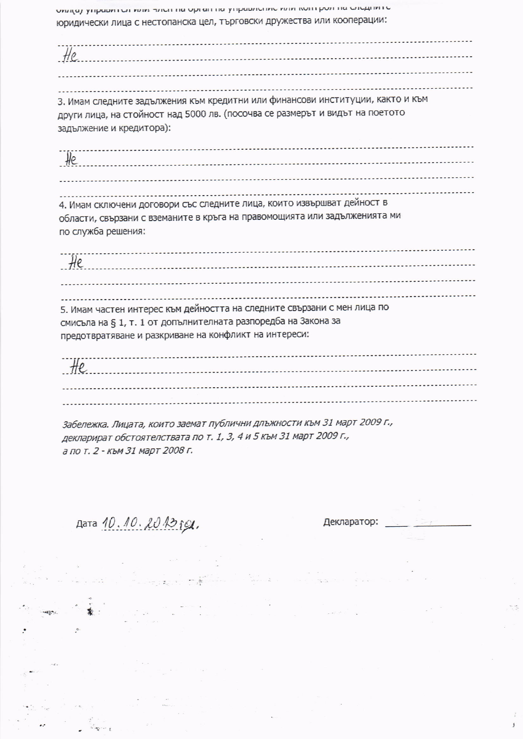бил(а) управител или член на орган на управление или контрол на следните юридически лица с нестопанска цел, търговски дружества или кооперации:

Не

3. Имам следните задължения към кредитни или финансови институции, както и към други лица, на стойност над 5000 лв. (посочва се размерът и видът на поетото задължение и кредитора):

Не

4. Имам сключени договори със следните лица, които извършват дейност в области, свързани с вземаните в кръга на правомощията или задълженията ми по служба решения:

Не

5. Имам частен интерес към дейността на следните свързани с мен лица по смисъла на § 1, т. 1 от допълнителната разпоредба на Закона за предотвратяване и разкриване на конфликт на интереси:

Не

*Забележка. Лицата, които заемат публични длъжности към 31 март 2009 г., декларират обстоятелствата по т. 1, 3, 4 и 5 към 31 март 2009 г., а по т. 2 - към 31 март 2008 г.*

Дата 10.10.2013год.

Декларатор: ____________